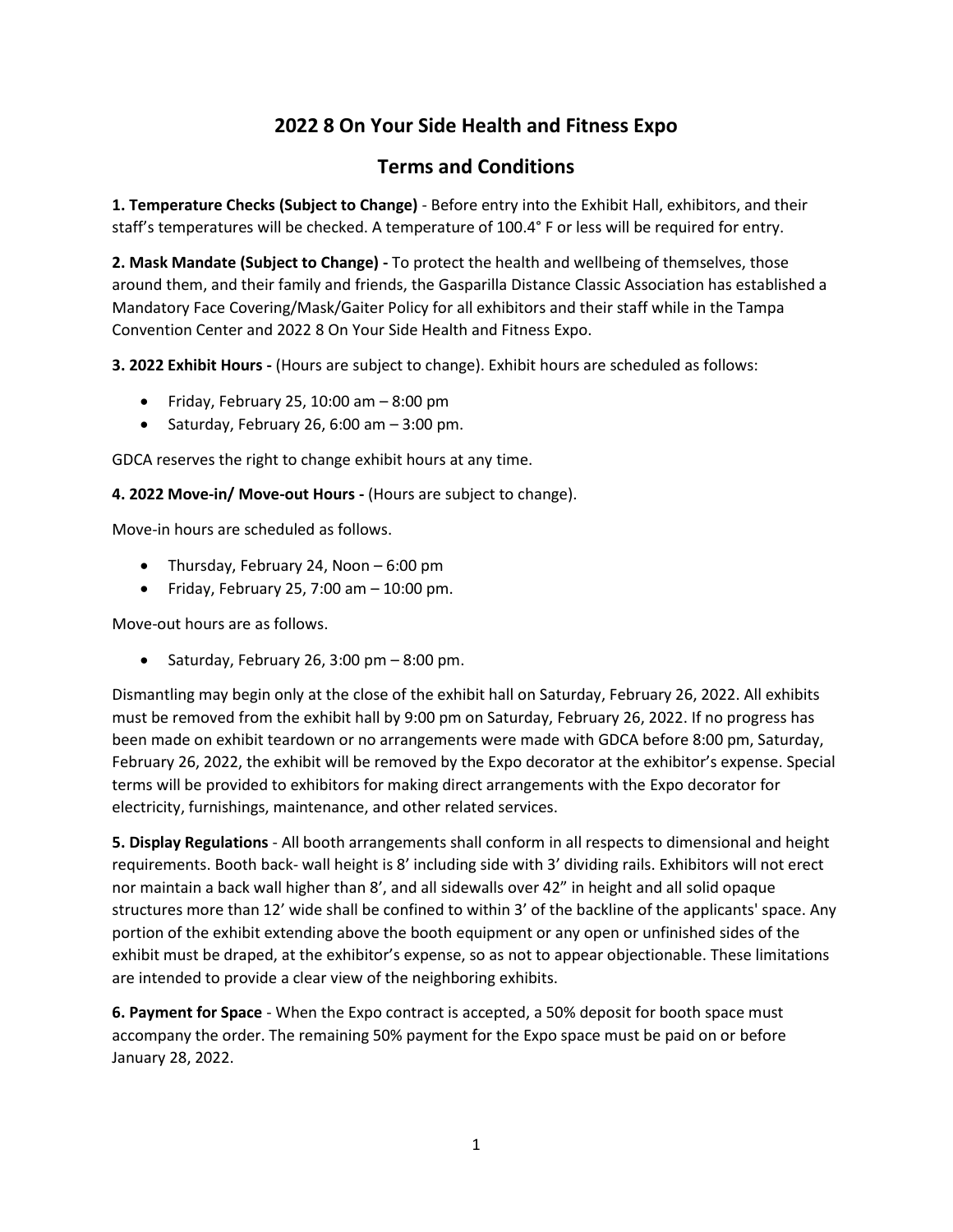# 2022 8 On Your Side Health and Fitness Expo

## Terms and Conditions

**1. Temperature Checks (Subject to Change)** - Before entry into the Exhibit Hall, exhibitors, and their staff's temperatures will be checked. A temperature of 100.4° F or less will be required for entry.

**2. Mask Mandate (Subject to Change) -** To protect the health and wellbeing of themselves, those around them, and their family and friends, the Gasparilla Distance Classic Association has established a Mandatory Face Covering/Mask/Gaiter Policy for all exhibitors and their staff while in the Tampa Convention Center and 2022 8 On Your Side Health and Fitness Expo.

**3. 2022 Exhibit Hours -** (Hours are subject to change). Exhibit hours are scheduled as follows:

- Friday, February 25, 10:00 am – 8:00 pm
- Saturday, February 26, 6:00 am – 3:00 pm.

GDCA reserves the right to change exhibit hours at any time.

**4. 2022 Move-in/ Move-out Hours -** (Hours are subject to change).

Move-in hours are scheduled as follows.

- Thursday, February 24, Noon – 6:00 pm
- Friday, February 25, 7:00 am – 10:00 pm.

Move-out hours are as follows.

- Saturday, February 26, 3:00 pm – 8:00 pm.

Dismantling may begin only at the close of the exhibit hall on Saturday, February 26, 2022. All exhibits must be removed from the exhibit hall by 9:00 pm on Saturday, February 26, 2022. If no progress has been made on exhibit teardown or no arrangements were made with GDCA before 8:00 pm, Saturday, February 26, 2022, the exhibit will be removed by the Expo decorator at the exhibitor's expense. Special terms will be provided to exhibitors for making direct arrangements with the Expo decorator for electricity, furnishings, maintenance, and other related services.

**5. Display Regulations** - All booth arrangements shall conform in all respects to dimensional and height requirements. Booth back- wall height is 8' including side with 3' dividing rails. Exhibitors will not erect nor maintain a back wall higher than 8', and all sidewalls over 42" in height and all solid opaque structures more than 12' wide shall be confined to within 3' of the backline of the applicants' space. Any portion of the exhibit extending above the booth equipment or any open or unfinished sides of the exhibit must be draped, at the exhibitor's expense, so as not to appear objectionable. These limitations are intended to provide a clear view of the neighboring exhibits.

**6. Payment for Space** - When the Expo contract is accepted, a 50% deposit for booth space must accompany the order. The remaining 50% payment for the Expo space must be paid on or before January 28, 2022.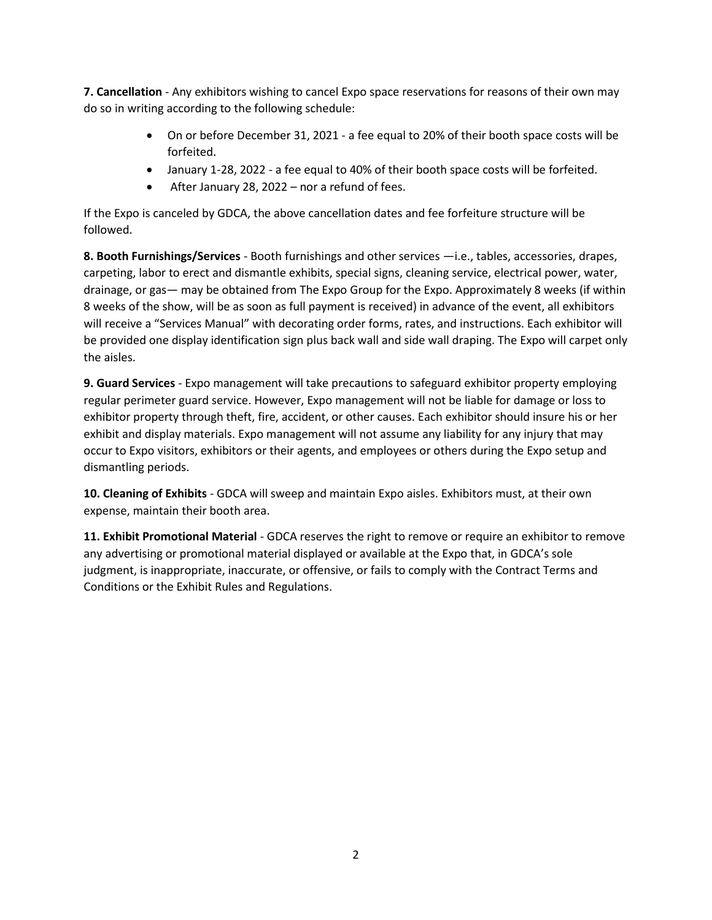**7. Cancellation** - Any exhibitors wishing to cancel Expo space reservations for reasons of their own may do so in writing according to the following schedule:

- On or before December 31, 2021 - a fee equal to 20% of their booth space costs will be forfeited.
- January 1-28, 2022 - a fee equal to 40% of their booth space costs will be forfeited.
- After January 28, 2022 – nor a refund of fees.

If the Expo is canceled by GDCA, the above cancellation dates and fee forfeiture structure will be followed.

**8. Booth Furnishings/Services** - Booth furnishings and other services —i.e., tables, accessories, drapes, carpeting, labor to erect and dismantle exhibits, special signs, cleaning service, electrical power, water, drainage, or gas— may be obtained from The Expo Group for the Expo. Approximately 8 weeks (if within 8 weeks of the show, will be as soon as full payment is received) in advance of the event, all exhibitors will receive a "Services Manual" with decorating order forms, rates, and instructions. Each exhibitor will be provided one display identification sign plus back wall and side wall draping. The Expo will carpet only the aisles.

**9. Guard Services** - Expo management will take precautions to safeguard exhibitor property employing regular perimeter guard service. However, Expo management will not be liable for damage or loss to exhibitor property through theft, fire, accident, or other causes. Each exhibitor should insure his or her exhibit and display materials. Expo management will not assume any liability for any injury that may occur to Expo visitors, exhibitors or their agents, and employees or others during the Expo setup and dismantling periods.

**10. Cleaning of Exhibits** - GDCA will sweep and maintain Expo aisles. Exhibitors must, at their own expense, maintain their booth area.

**11. Exhibit Promotional Material** - GDCA reserves the right to remove or require an exhibitor to remove any advertising or promotional material displayed or available at the Expo that, in GDCA's sole judgment, is inappropriate, inaccurate, or offensive, or fails to comply with the Contract Terms and Conditions or the Exhibit Rules and Regulations.